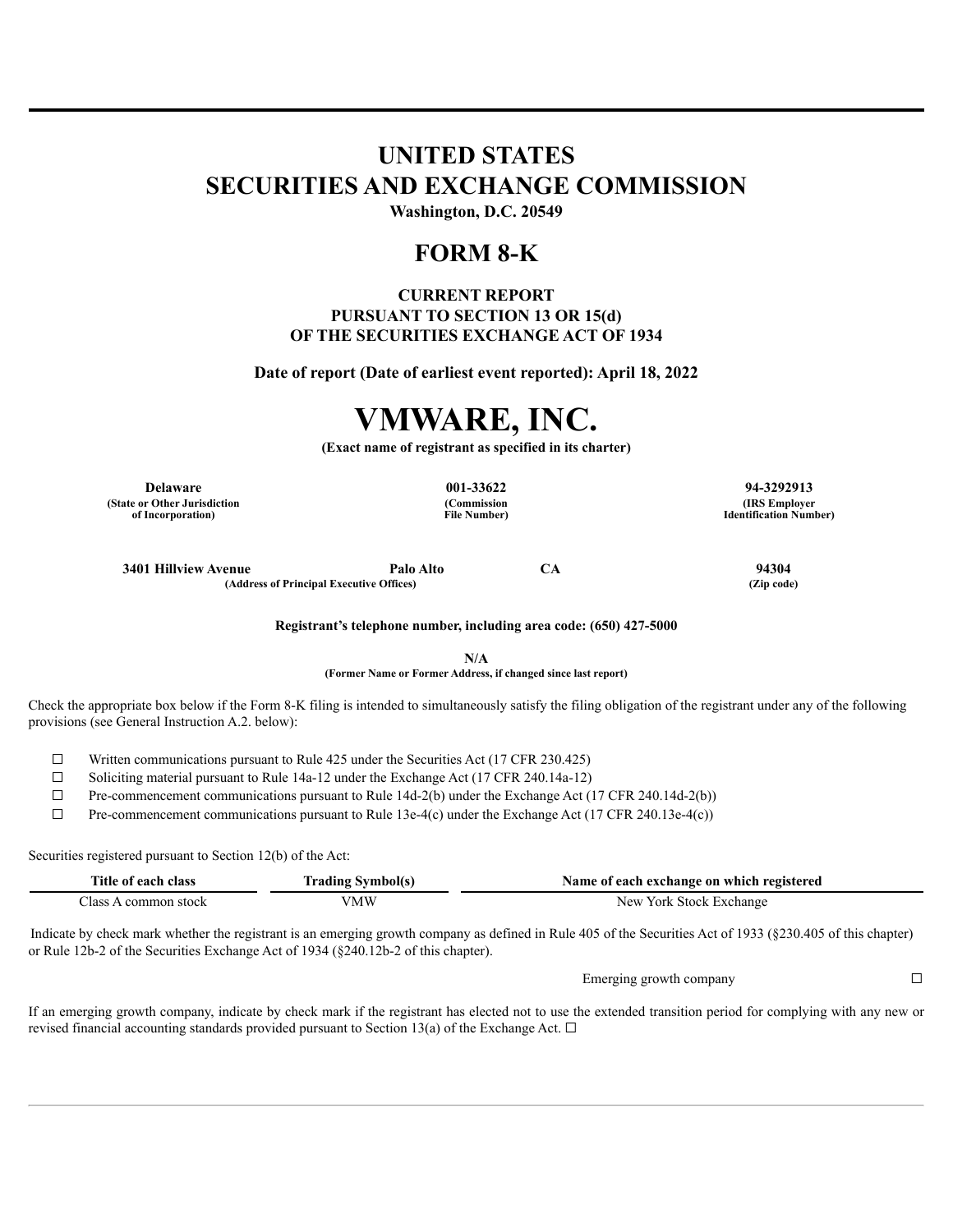# UNITED STATES
# SECURITIES AND EXCHANGE COMMISSION

**Washington, D.C. 20549**

## FORM 8-K

**CURRENT REPORT**
**PURSUANT TO SECTION 13 OR 15(d)**
**OF THE SECURITIES EXCHANGE ACT OF 1934**

**Date of report (Date of earliest event reported): April 18, 2022**

# VMWARE, INC.

**(Exact name of registrant as specified in its charter)**

| **Delaware** | **001-33622** | **94-3292913** |
|---|---|---|
| **(State or Other Jurisdiction of Incorporation)** | **(Commission File Number)** | **(IRS Employer Identification Number)** |

| **3401 Hillview Avenue** | **Palo Alto** | **CA** | **94304** |
|---|---|---|---|
| **(Address of Principal Executive Offices)** | | | **(Zip code)** |

**Registrant's telephone number, including area code: (650) 427-5000**

**N/A**
**(Former Name or Former Address, if changed since last report)**

Check the appropriate box below if the Form 8-K filing is intended to simultaneously satisfy the filing obligation of the registrant under any of the following provisions (see General Instruction A.2. below):

☐ Written communications pursuant to Rule 425 under the Securities Act (17 CFR 230.425)

☐ Soliciting material pursuant to Rule 14a-12 under the Exchange Act (17 CFR 240.14a-12)

☐ Pre-commencement communications pursuant to Rule 14d-2(b) under the Exchange Act (17 CFR 240.14d-2(b))

☐ Pre-commencement communications pursuant to Rule 13e-4(c) under the Exchange Act (17 CFR 240.13e-4(c))

Securities registered pursuant to Section 12(b) of the Act:

| Title of each class | Trading Symbol(s) | Name of each exchange on which registered |
|---|---|---|
| Class A common stock | VMW | New York Stock Exchange |

Indicate by check mark whether the registrant is an emerging growth company as defined in Rule 405 of the Securities Act of 1933 (§230.405 of this chapter) or Rule 12b-2 of the Securities Exchange Act of 1934 (§240.12b-2 of this chapter).

Emerging growth company ☐

If an emerging growth company, indicate by check mark if the registrant has elected not to use the extended transition period for complying with any new or revised financial accounting standards provided pursuant to Section 13(a) of the Exchange Act. ☐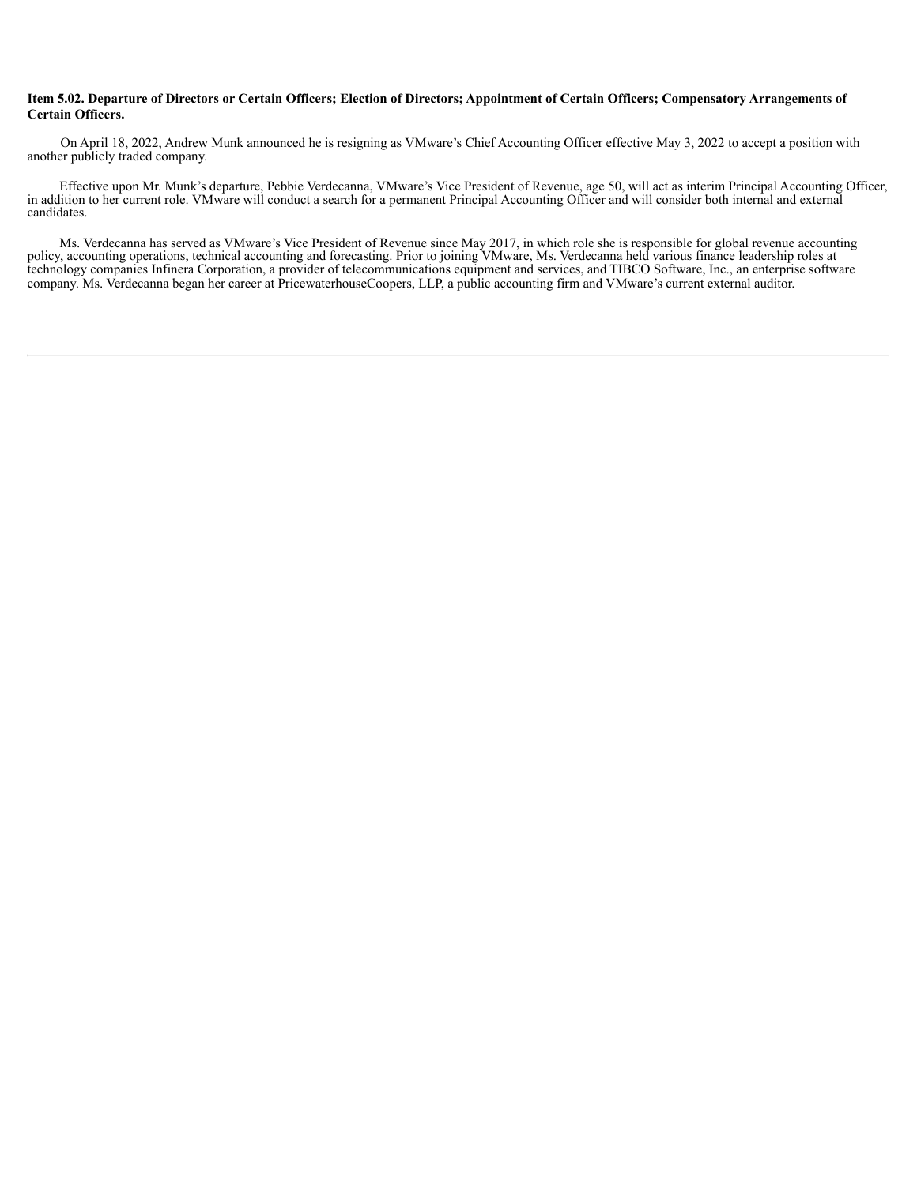**Item 5.02. Departure of Directors or Certain Officers; Election of Directors; Appointment of Certain Officers; Compensatory Arrangements of Certain Officers.**

On April 18, 2022, Andrew Munk announced he is resigning as VMware’s Chief Accounting Officer effective May 3, 2022 to accept a position with another publicly traded company.

Effective upon Mr. Munk’s departure, Pebbie Verdecanna, VMware’s Vice President of Revenue, age 50, will act as interim Principal Accounting Officer, in addition to her current role. VMware will conduct a search for a permanent Principal Accounting Officer and will consider both internal and external candidates.

Ms. Verdecanna has served as VMware’s Vice President of Revenue since May 2017, in which role she is responsible for global revenue accounting policy, accounting operations, technical accounting and forecasting. Prior to joining VMware, Ms. Verdecanna held various finance leadership roles at technology companies Infinera Corporation, a provider of telecommunications equipment and services, and TIBCO Software, Inc., an enterprise software company. Ms. Verdecanna began her career at PricewaterhouseCoopers, LLP, a public accounting firm and VMware’s current external auditor.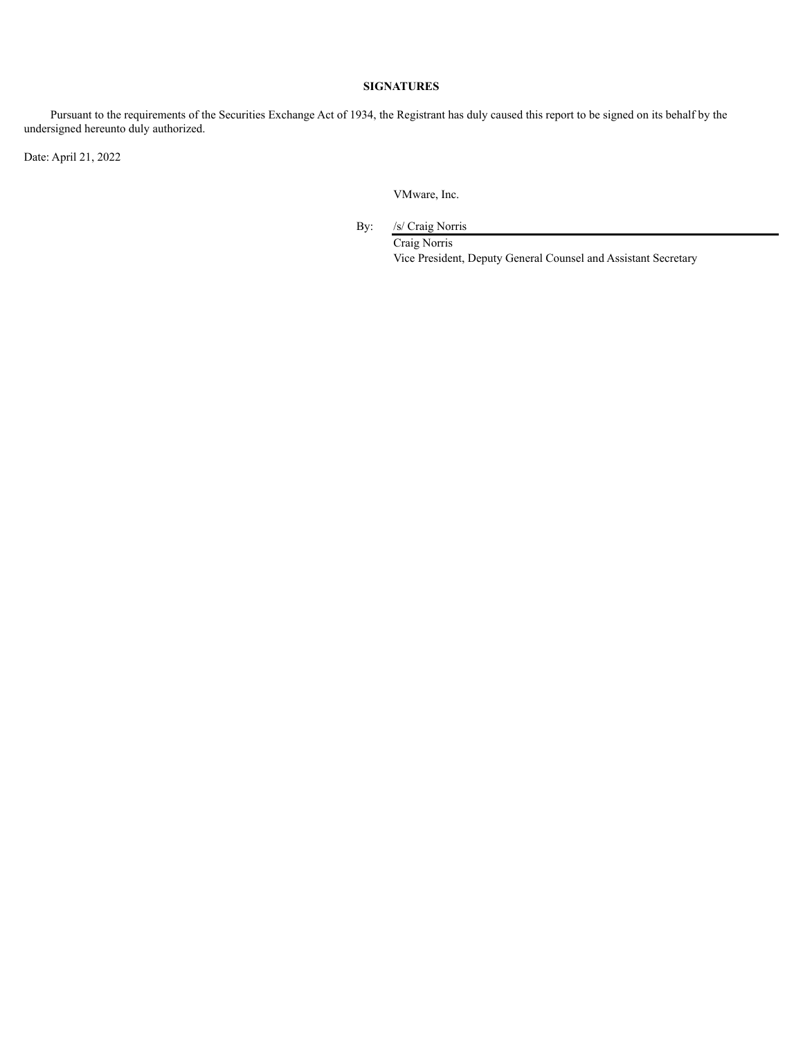**SIGNATURES**

Pursuant to the requirements of the Securities Exchange Act of 1934, the Registrant has duly caused this report to be signed on its behalf by the undersigned hereunto duly authorized.

Date: April 21, 2022

VMware, Inc.

By: /s/ Craig Norris

Craig Norris

Vice President, Deputy General Counsel and Assistant Secretary